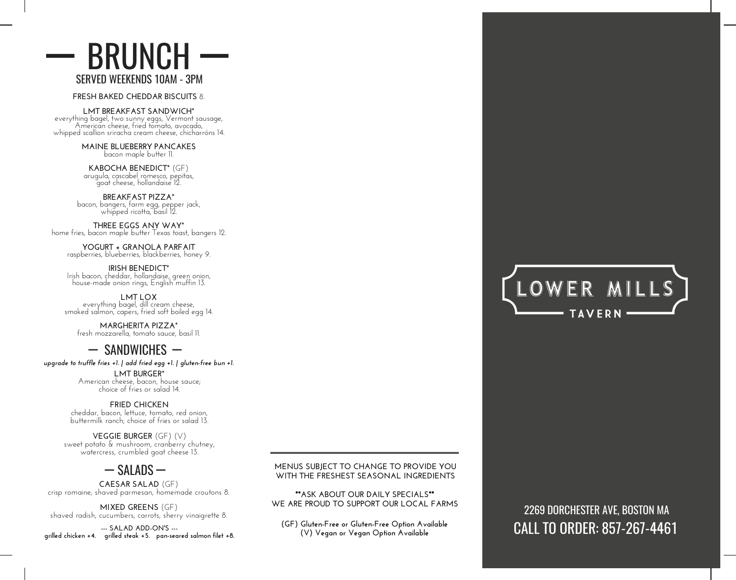# — BRUNCH —

## SERVED WEEKENDS 10AM - 3PM

**FRESH BAKED CHEDDAR BISCUITS** 8.

**LMT BREAKFAST SANDWICH***
everything bagel, two sunny eggs, Vermont sausage, American cheese, fried tomato, avocado, whipped scallion sriracha cream cheese, chicharróns 14.

**MAINE BLUEBERRY PANCAKES**
bacon maple butter 11.

**KABOCHA BENEDICT*** (GF)
arugula, cascabel romesco, pepitas, goat cheese, hollandaise 12.

**BREAKFAST PIZZA***
bacon, bangers, farm egg, pepper jack, whipped ricotta, basil 12.

**THREE EGGS ANY WAY***
home fries, bacon maple butter Texas toast, bangers 12.

**YOGURT + GRANOLA PARFAIT**
raspberries, blueberries, blackberries, honey 9.

**IRISH BENEDICT***
Irish bacon, cheddar, hollandaise, green onion, house-made onion rings, English muffin 13.

**LMT LOX**
everything bagel, dill cream cheese, smoked salmon, capers, fried soft boiled egg 14.

**MARGHERITA PIZZA***
fresh mozzarella, tomato sauce, basil 11.

## — SANDWICHES —

***upgrade to truffle fries +1. | add fried egg +1. | gluten-free bun +1.***

**LMT BURGER***
American cheese, bacon, house sauce; choice of fries or salad 14.

**FRIED CHICKEN**
cheddar, bacon, lettuce, tomato, red onion, buttermilk ranch; choice of fries or salad 13.

**VEGGIE BURGER** (GF) (V)
sweet potato & mushroom, cranberry chutney, watercress, crumbled goat cheese 13.

## — SALADS —

**CAESAR SALAD** (GF)
crisp romaine, shaved parmesan, homemade croutons 8.

**MIXED GREENS** (GF)
shaved radish, cucumbers, carrots, sherry vinaigrette 8.

--- SALAD ADD-ON'S ---
**grilled chicken +4. grilled steak +5. pan-seared salmon filet +8.**

---

MENUS SUBJECT TO CHANGE TO PROVIDE YOU WITH THE FRESHEST SEASONAL INGREDIENTS

**ASK ABOUT OUR DAILY SPECIALS**
WE ARE PROUD TO SUPPORT OUR LOCAL FARMS

**(GF) Gluten-Free or Gluten-Free Option Available**
**(V) Vegan or Vegan Option Available**

# LOWER MILLS TAVERN

2269 DORCHESTER AVE, BOSTON MA
CALL TO ORDER: 857-267-4461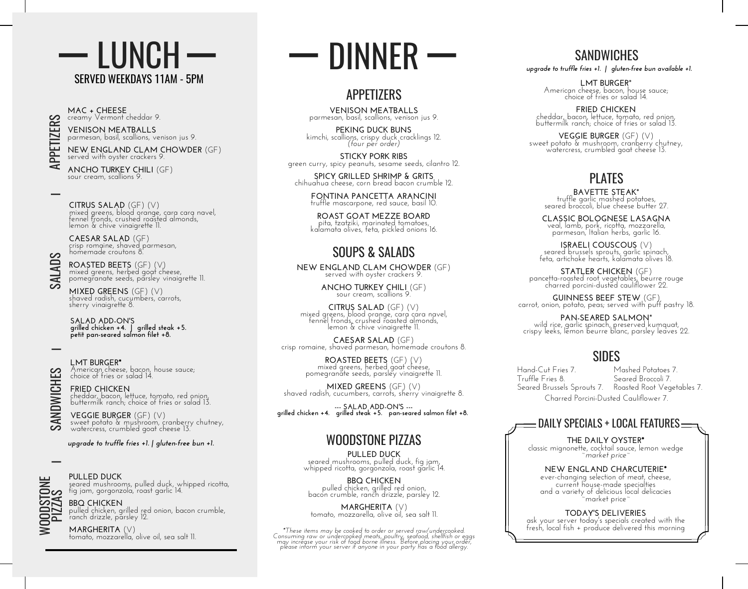# — LUNCH —

## SERVED WEEKDAYS 11AM - 5PM

### APPETIZERS

**MAC + CHEESE**
creamy Vermont cheddar 9.

**VENISON MEATBALLS**
parmesan, basil, scallions, venison jus 9.

**NEW ENGLAND CLAM CHOWDER** (GF)
served with oyster crackers 9.

**ANCHO TURKEY CHILI** (GF)
sour cream, scallions 9.

### SALADS

**CITRUS SALAD** (GF) (V)
mixed greens, blood orange, cara cara navel, fennel fronds, crushed roasted almonds, lemon & chive vinaigrette 11.

**CAESAR SALAD** (GF)
crisp romaine, shaved parmesan, homemade croutons 8.

**ROASTED BEETS** (GF) (V)
mixed greens, herbed goat cheese, pomegranate seeds, parsley vinaigrette 11.

**MIXED GREENS** (GF) (V)
shaved radish, cucumbers, carrots, sherry vinaigrette 8.

**SALAD ADD-ON'S**
**grilled chicken +4. | grilled steak +5.**
**petit pan-seared salmon filet +8.**

### SANDWICHES

**LMT BURGER***
American cheese, bacon, house sauce; choice of fries or salad 14.

**FRIED CHICKEN**
cheddar, bacon, lettuce, tomato, red onion, buttermilk ranch; choice of fries or salad 13.

**VEGGIE BURGER** (GF) (V)
sweet potato & mushroom, cranberry chutney, watercress, crumbled goat cheese 13.

***upgrade to truffle fries +1. | gluten-free bun +1.***

### WOODSTONE PIZZAS

**PULLED DUCK**
seared mushrooms, pulled duck, whipped ricotta, fig jam, gorgonzola, roast garlic 14.

**BBQ CHICKEN**
pulled chicken, grilled red onion, bacon crumble, ranch drizzle, parsley 12.

**MARGHERITA** (V)
tomato, mozzarella, olive oil, sea salt 11.

# — DINNER —

## APPETIZERS

**VENISON MEATBALLS**
parmesan, basil, scallions, venison jus 9.

**PEKING DUCK BUNS**
kimchi, scallions, crispy duck cracklings 12.
*(four per order)*

**STICKY PORK RIBS**
green curry, spicy peanuts, sesame seeds, cilantro 12.

**SPICY GRILLED SHRIMP & GRITS**
chihuahua cheese, corn bread bacon crumble 12.

**FONTINA PANCETTA ARANCINI**
truffle mascarpone, red sauce, basil 10.

**ROAST GOAT MEZZE BOARD**
pita, tzatziki, marinated tomatoes, kalamata olives, feta, pickled onions 16.

## SOUPS & SALADS

**NEW ENGLAND CLAM CHOWDER** (GF)
served with oyster crackers 9.

**ANCHO TURKEY CHILI** (GF)
sour cream, scallions 9.

**CITRUS SALAD** (GF) (V)
mixed greens, blood orange, cara cara navel, fennel fronds, crushed roasted almonds, lemon & chive vinaigrette 11.

**CAESAR SALAD** (GF)
crisp romaine, shaved parmesan, homemade croutons 8.

**ROASTED BEETS** (GF) (V)
mixed greens, herbed goat cheese, pomegranate seeds, parsley vinaigrette 11.

**MIXED GREENS** (GF) (V)
shaved radish, cucumbers, carrots, sherry vinaigrette 8.

**--- SALAD ADD-ON'S ---**
**grilled chicken +4. grilled steak +5. pan-seared salmon filet +8.**

## WOODSTONE PIZZAS

**PULLED DUCK**
seared mushrooms, pulled duck, fig jam, whipped ricotta, gorgonzola, roast garlic 14.

**BBQ CHICKEN**
pulled chicken, grilled red onion, bacon crumble, ranch drizzle, parsley 12.

**MARGHERITA** (V)
tomato, mozzarella, olive oil, sea salt 11.

*\*These items may be cooked to order or served raw/undercooked. Consuming raw or undercooked meats, poultry, seafood, shellfish or eggs may increase your risk of food borne illness. Before placing your order, please inform your server if anyone in your party has a food allergy.*

## SANDWICHES

***upgrade to truffle fries +1. | gluten-free bun available +1.***

**LMT BURGER***
American cheese, bacon, house sauce; choice of fries or salad 14.

**FRIED CHICKEN**
cheddar, bacon, lettuce, tomato, red onion, buttermilk ranch; choice of fries or salad 13.

**VEGGIE BURGER** (GF) (V)
sweet potato & mushroom, cranberry chutney, watercress, crumbled goat cheese 13.

## PLATES

**BAVETTE STEAK***
truffle garlic mashed potatoes, seared broccoli, blue cheese butter 27.

**CLASSIC BOLOGNESE LASAGNA**
veal, lamb, pork, ricotta, mozzarella, parmesan, Italian herbs, garlic 16.

**ISRAELI COUSCOUS** (V)
seared brussels sprouts, garlic spinach, feta, artichoke hearts, kalamata olives 18.

**STATLER CHICKEN** (GF)
pancetta-roasted root vegetables, beurre rouge charred porcini-dusted cauliflower 22.

**GUINNESS BEEF STEW** (GF)
carrot, onion, potato, peas; served with puff pastry 18.

**PAN-SEARED SALMON***
wild rice, garlic spinach, preserved kumquat, crispy leeks, lemon beurre blanc, parsley leaves 22.

## SIDES

Hand-Cut Fries 7.
Mashed Potatoes 7.
Truffle Fries 8.
Seared Broccoli 7.
Seared Brussels Sprouts 7.
Roasted Root Vegetables 7.
Charred Porcini-Dusted Cauliflower 7.

## DAILY SPECIALS + LOCAL FEATURES

**THE DAILY OYSTER***
classic mignonette, cocktail sauce, lemon wedge
*~market price~*

**NEW ENGLAND CHARCUTERIE***
ever-changing selection of meat, cheese, current house-made specialties and a variety of delicious local delicacies
~market price~

**TODAY'S DELIVERIES**
ask your server today's specials created with the fresh, local fish + produce delivered this morning